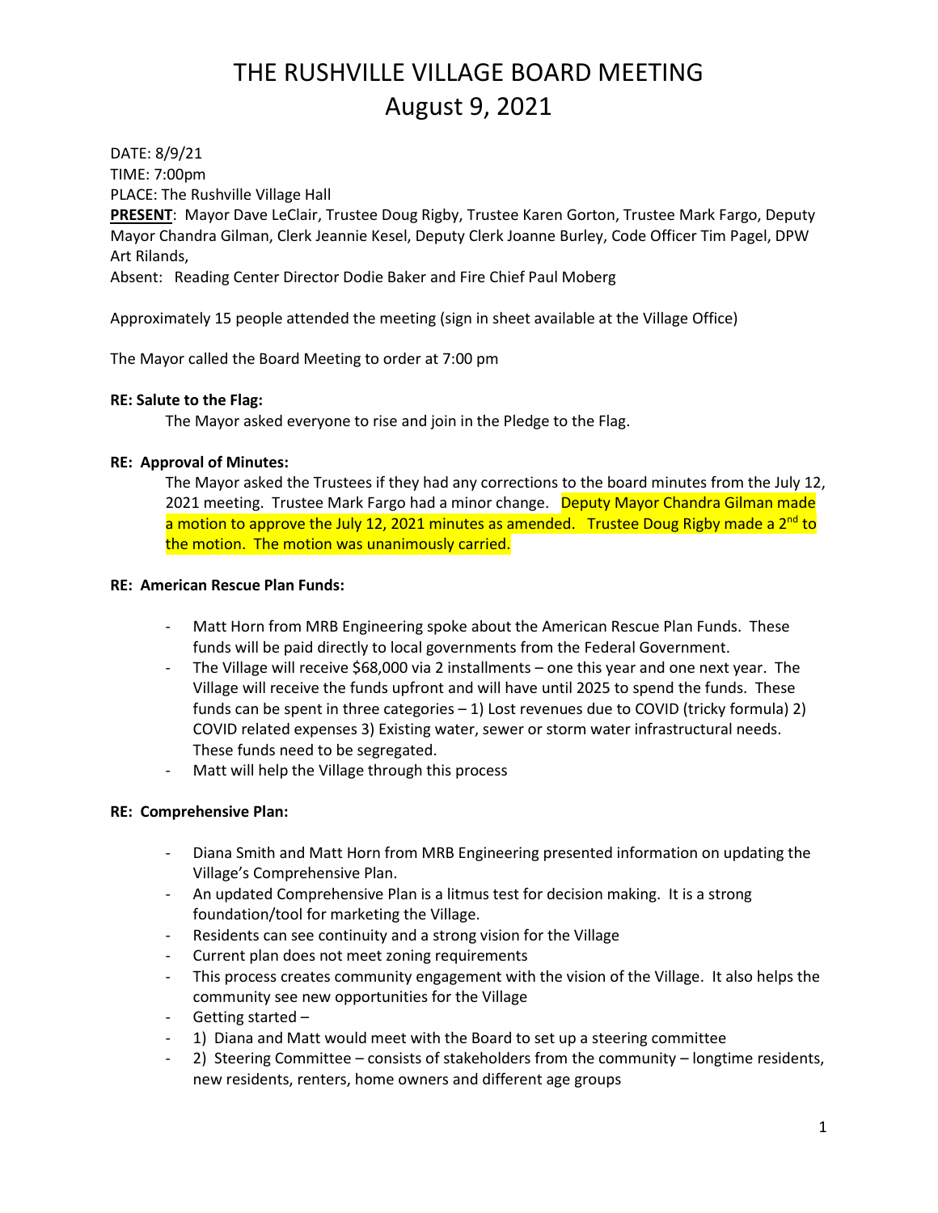# THE RUSHVILLE VILLAGE BOARD MEETING
# August 9, 2021

DATE: 8/9/21
TIME: 7:00pm
PLACE: The Rushville Village Hall
**PRESENT**: Mayor Dave LeClair, Trustee Doug Rigby, Trustee Karen Gorton, Trustee Mark Fargo, Deputy Mayor Chandra Gilman, Clerk Jeannie Kesel, Deputy Clerk Joanne Burley, Code Officer Tim Pagel, DPW Art Rilands,
Absent: Reading Center Director Dodie Baker and Fire Chief Paul Moberg

Approximately 15 people attended the meeting (sign in sheet available at the Village Office)

The Mayor called the Board Meeting to order at 7:00 pm

**RE: Salute to the Flag:**

The Mayor asked everyone to rise and join in the Pledge to the Flag.

**RE: Approval of Minutes:**

The Mayor asked the Trustees if they had any corrections to the board minutes from the July 12, 2021 meeting. Trustee Mark Fargo had a minor change. Deputy Mayor Chandra Gilman made a motion to approve the July 12, 2021 minutes as amended. Trustee Doug Rigby made a 2nd to the motion. The motion was unanimously carried.

**RE: American Rescue Plan Funds:**

- Matt Horn from MRB Engineering spoke about the American Rescue Plan Funds. These funds will be paid directly to local governments from the Federal Government.
- The Village will receive $68,000 via 2 installments – one this year and one next year. The Village will receive the funds upfront and will have until 2025 to spend the funds. These funds can be spent in three categories – 1) Lost revenues due to COVID (tricky formula) 2) COVID related expenses 3) Existing water, sewer or storm water infrastructural needs. These funds need to be segregated.
- Matt will help the Village through this process

**RE: Comprehensive Plan:**

- Diana Smith and Matt Horn from MRB Engineering presented information on updating the Village's Comprehensive Plan.
- An updated Comprehensive Plan is a litmus test for decision making. It is a strong foundation/tool for marketing the Village.
- Residents can see continuity and a strong vision for the Village
- Current plan does not meet zoning requirements
- This process creates community engagement with the vision of the Village. It also helps the community see new opportunities for the Village
- Getting started –
- 1) Diana and Matt would meet with the Board to set up a steering committee
- 2) Steering Committee – consists of stakeholders from the community – longtime residents, new residents, renters, home owners and different age groups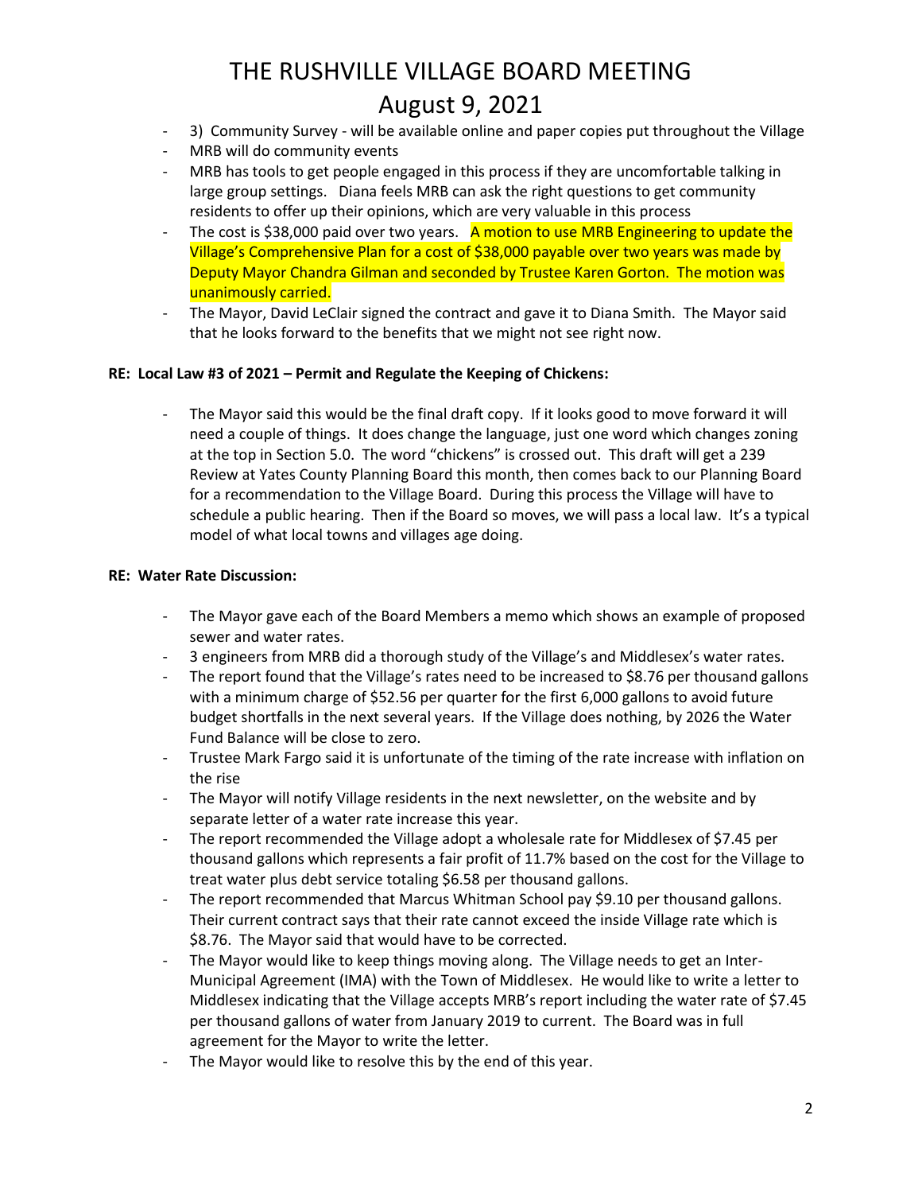- 3) Community Survey - will be available online and paper copies put throughout the Village
- MRB will do community events
- MRB has tools to get people engaged in this process if they are uncomfortable talking in large group settings. Diana feels MRB can ask the right questions to get community residents to offer up their opinions, which are very valuable in this process
- The cost is $38,000 paid over two years. A motion to use MRB Engineering to update the Village's Comprehensive Plan for a cost of $38,000 payable over two years was made by Deputy Mayor Chandra Gilman and seconded by Trustee Karen Gorton. The motion was unanimously carried.
- The Mayor, David LeClair signed the contract and gave it to Diana Smith. The Mayor said that he looks forward to the benefits that we might not see right now.

**RE: Local Law #3 of 2021 – Permit and Regulate the Keeping of Chickens:**

- The Mayor said this would be the final draft copy. If it looks good to move forward it will need a couple of things. It does change the language, just one word which changes zoning at the top in Section 5.0. The word "chickens" is crossed out. This draft will get a 239 Review at Yates County Planning Board this month, then comes back to our Planning Board for a recommendation to the Village Board. During this process the Village will have to schedule a public hearing. Then if the Board so moves, we will pass a local law. It's a typical model of what local towns and villages age doing.

**RE: Water Rate Discussion:**

- The Mayor gave each of the Board Members a memo which shows an example of proposed sewer and water rates.
- 3 engineers from MRB did a thorough study of the Village's and Middlesex's water rates.
- The report found that the Village's rates need to be increased to $8.76 per thousand gallons with a minimum charge of $52.56 per quarter for the first 6,000 gallons to avoid future budget shortfalls in the next several years. If the Village does nothing, by 2026 the Water Fund Balance will be close to zero.
- Trustee Mark Fargo said it is unfortunate of the timing of the rate increase with inflation on the rise
- The Mayor will notify Village residents in the next newsletter, on the website and by separate letter of a water rate increase this year.
- The report recommended the Village adopt a wholesale rate for Middlesex of $7.45 per thousand gallons which represents a fair profit of 11.7% based on the cost for the Village to treat water plus debt service totaling $6.58 per thousand gallons.
- The report recommended that Marcus Whitman School pay $9.10 per thousand gallons. Their current contract says that their rate cannot exceed the inside Village rate which is $8.76. The Mayor said that would have to be corrected.
- The Mayor would like to keep things moving along. The Village needs to get an Inter-Municipal Agreement (IMA) with the Town of Middlesex. He would like to write a letter to Middlesex indicating that the Village accepts MRB's report including the water rate of $7.45 per thousand gallons of water from January 2019 to current. The Board was in full agreement for the Mayor to write the letter.
- The Mayor would like to resolve this by the end of this year.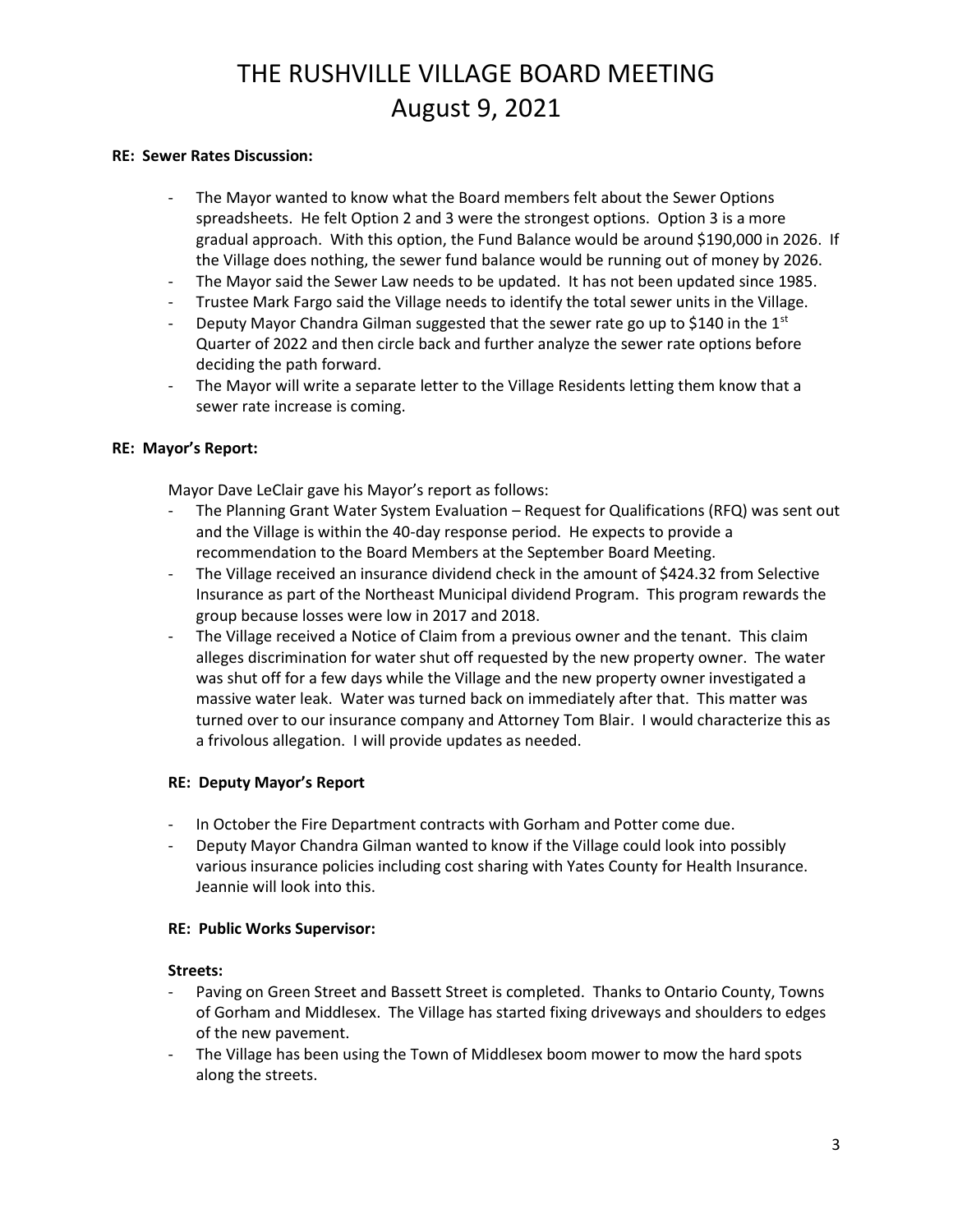# THE RUSHVILLE VILLAGE BOARD MEETING
# August 9, 2021

**RE: Sewer Rates Discussion:**

- The Mayor wanted to know what the Board members felt about the Sewer Options spreadsheets. He felt Option 2 and 3 were the strongest options. Option 3 is a more gradual approach. With this option, the Fund Balance would be around $190,000 in 2026. If the Village does nothing, the sewer fund balance would be running out of money by 2026.
- The Mayor said the Sewer Law needs to be updated. It has not been updated since 1985.
- Trustee Mark Fargo said the Village needs to identify the total sewer units in the Village.
- Deputy Mayor Chandra Gilman suggested that the sewer rate go up to $140 in the 1st Quarter of 2022 and then circle back and further analyze the sewer rate options before deciding the path forward.
- The Mayor will write a separate letter to the Village Residents letting them know that a sewer rate increase is coming.

**RE: Mayor's Report:**

Mayor Dave LeClair gave his Mayor's report as follows:

- The Planning Grant Water System Evaluation – Request for Qualifications (RFQ) was sent out and the Village is within the 40-day response period. He expects to provide a recommendation to the Board Members at the September Board Meeting.
- The Village received an insurance dividend check in the amount of $424.32 from Selective Insurance as part of the Northeast Municipal dividend Program. This program rewards the group because losses were low in 2017 and 2018.
- The Village received a Notice of Claim from a previous owner and the tenant. This claim alleges discrimination for water shut off requested by the new property owner. The water was shut off for a few days while the Village and the new property owner investigated a massive water leak. Water was turned back on immediately after that. This matter was turned over to our insurance company and Attorney Tom Blair. I would characterize this as a frivolous allegation. I will provide updates as needed.

**RE: Deputy Mayor's Report**

- In October the Fire Department contracts with Gorham and Potter come due.
- Deputy Mayor Chandra Gilman wanted to know if the Village could look into possibly various insurance policies including cost sharing with Yates County for Health Insurance. Jeannie will look into this.

**RE: Public Works Supervisor:**

**Streets:**

- Paving on Green Street and Bassett Street is completed. Thanks to Ontario County, Towns of Gorham and Middlesex. The Village has started fixing driveways and shoulders to edges of the new pavement.
- The Village has been using the Town of Middlesex boom mower to mow the hard spots along the streets.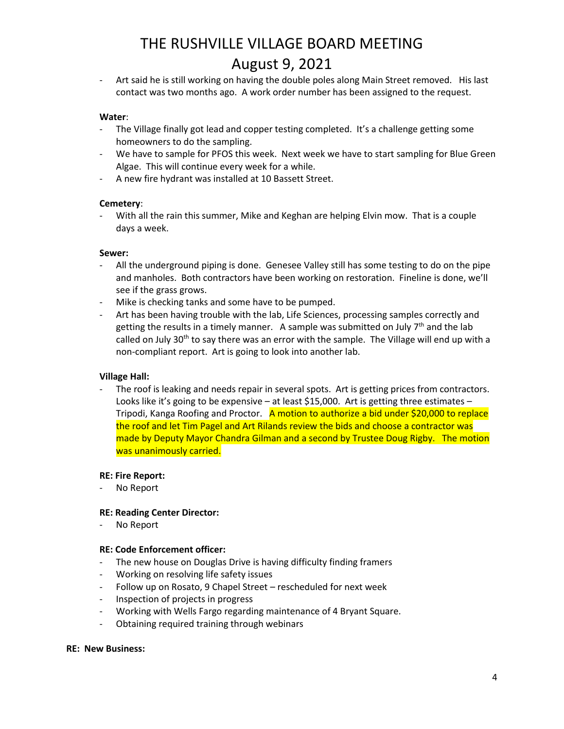- Art said he is still working on having the double poles along Main Street removed. His last contact was two months ago. A work order number has been assigned to the request.

**Water**:

- The Village finally got lead and copper testing completed. It's a challenge getting some homeowners to do the sampling.
- We have to sample for PFOS this week. Next week we have to start sampling for Blue Green Algae. This will continue every week for a while.
- A new fire hydrant was installed at 10 Bassett Street.

**Cemetery**:

- With all the rain this summer, Mike and Keghan are helping Elvin mow. That is a couple days a week.

**Sewer:**

- All the underground piping is done. Genesee Valley still has some testing to do on the pipe and manholes. Both contractors have been working on restoration. Fineline is done, we'll see if the grass grows.
- Mike is checking tanks and some have to be pumped.
- Art has been having trouble with the lab, Life Sciences, processing samples correctly and getting the results in a timely manner. A sample was submitted on July 7th and the lab called on July 30th to say there was an error with the sample. The Village will end up with a non-compliant report. Art is going to look into another lab.

**Village Hall:**

- The roof is leaking and needs repair in several spots. Art is getting prices from contractors. Looks like it's going to be expensive – at least $15,000. Art is getting three estimates – Tripodi, Kanga Roofing and Proctor. A motion to authorize a bid under $20,000 to replace the roof and let Tim Pagel and Art Rilands review the bids and choose a contractor was made by Deputy Mayor Chandra Gilman and a second by Trustee Doug Rigby. The motion was unanimously carried.

**RE: Fire Report:**

- No Report

**RE: Reading Center Director:**

- No Report

**RE: Code Enforcement officer:**

- The new house on Douglas Drive is having difficulty finding framers
- Working on resolving life safety issues
- Follow up on Rosato, 9 Chapel Street – rescheduled for next week
- Inspection of projects in progress
- Working with Wells Fargo regarding maintenance of 4 Bryant Square.
- Obtaining required training through webinars

**RE: New Business:**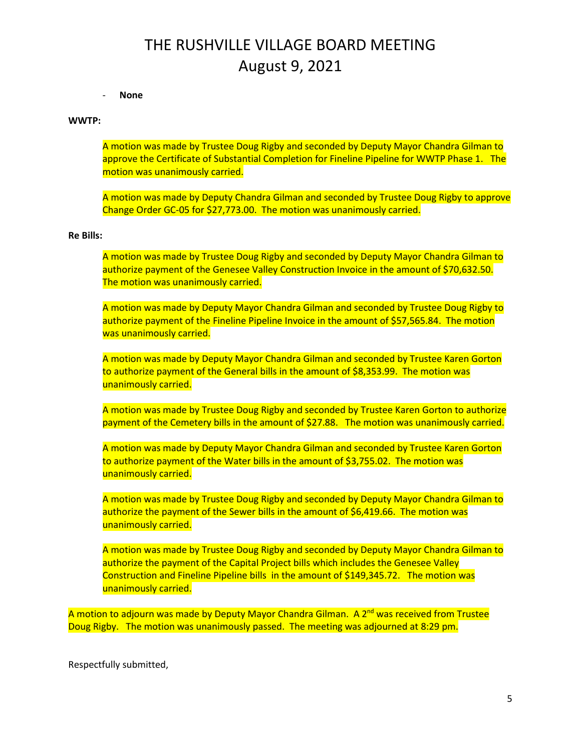- **None**

**WWTP:**

A motion was made by Trustee Doug Rigby and seconded by Deputy Mayor Chandra Gilman to approve the Certificate of Substantial Completion for Fineline Pipeline for WWTP Phase 1. The motion was unanimously carried.

A motion was made by Deputy Chandra Gilman and seconded by Trustee Doug Rigby to approve Change Order GC-05 for $27,773.00. The motion was unanimously carried.

**Re Bills:**

A motion was made by Trustee Doug Rigby and seconded by Deputy Mayor Chandra Gilman to authorize payment of the Genesee Valley Construction Invoice in the amount of $70,632.50. The motion was unanimously carried.

A motion was made by Deputy Mayor Chandra Gilman and seconded by Trustee Doug Rigby to authorize payment of the Fineline Pipeline Invoice in the amount of $57,565.84. The motion was unanimously carried.

A motion was made by Deputy Mayor Chandra Gilman and seconded by Trustee Karen Gorton to authorize payment of the General bills in the amount of $8,353.99. The motion was unanimously carried.

A motion was made by Trustee Doug Rigby and seconded by Trustee Karen Gorton to authorize payment of the Cemetery bills in the amount of $27.88. The motion was unanimously carried.

A motion was made by Deputy Mayor Chandra Gilman and seconded by Trustee Karen Gorton to authorize payment of the Water bills in the amount of $3,755.02. The motion was unanimously carried.

A motion was made by Trustee Doug Rigby and seconded by Deputy Mayor Chandra Gilman to authorize the payment of the Sewer bills in the amount of $6,419.66. The motion was unanimously carried.

A motion was made by Trustee Doug Rigby and seconded by Deputy Mayor Chandra Gilman to authorize the payment of the Capital Project bills which includes the Genesee Valley Construction and Fineline Pipeline bills in the amount of $149,345.72. The motion was unanimously carried.

A motion to adjourn was made by Deputy Mayor Chandra Gilman. A 2nd was received from Trustee Doug Rigby. The motion was unanimously passed. The meeting was adjourned at 8:29 pm.

Respectfully submitted,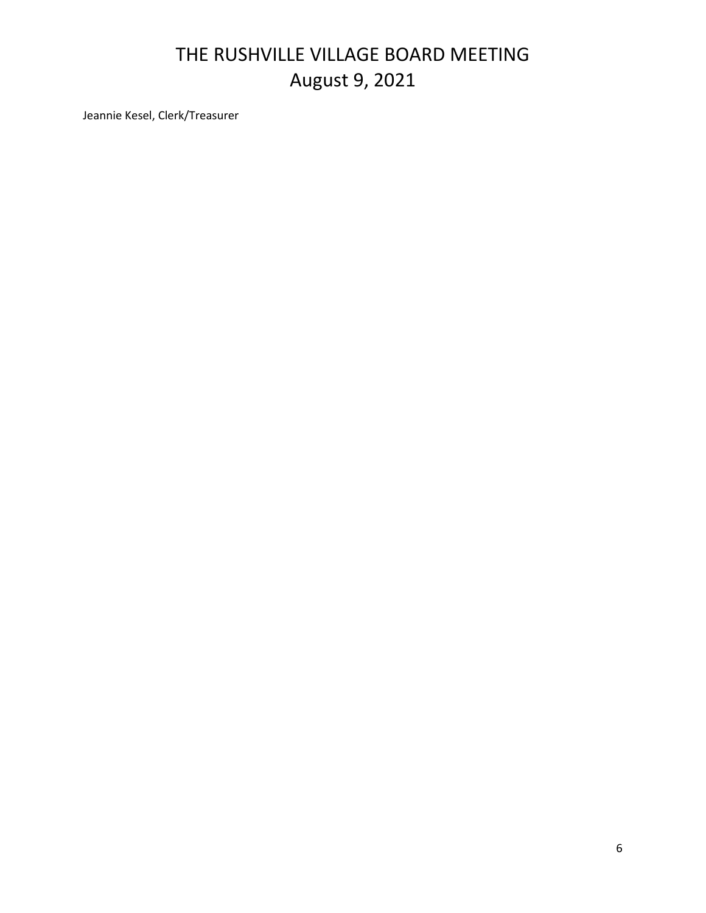Jeannie Kesel, Clerk/Treasurer